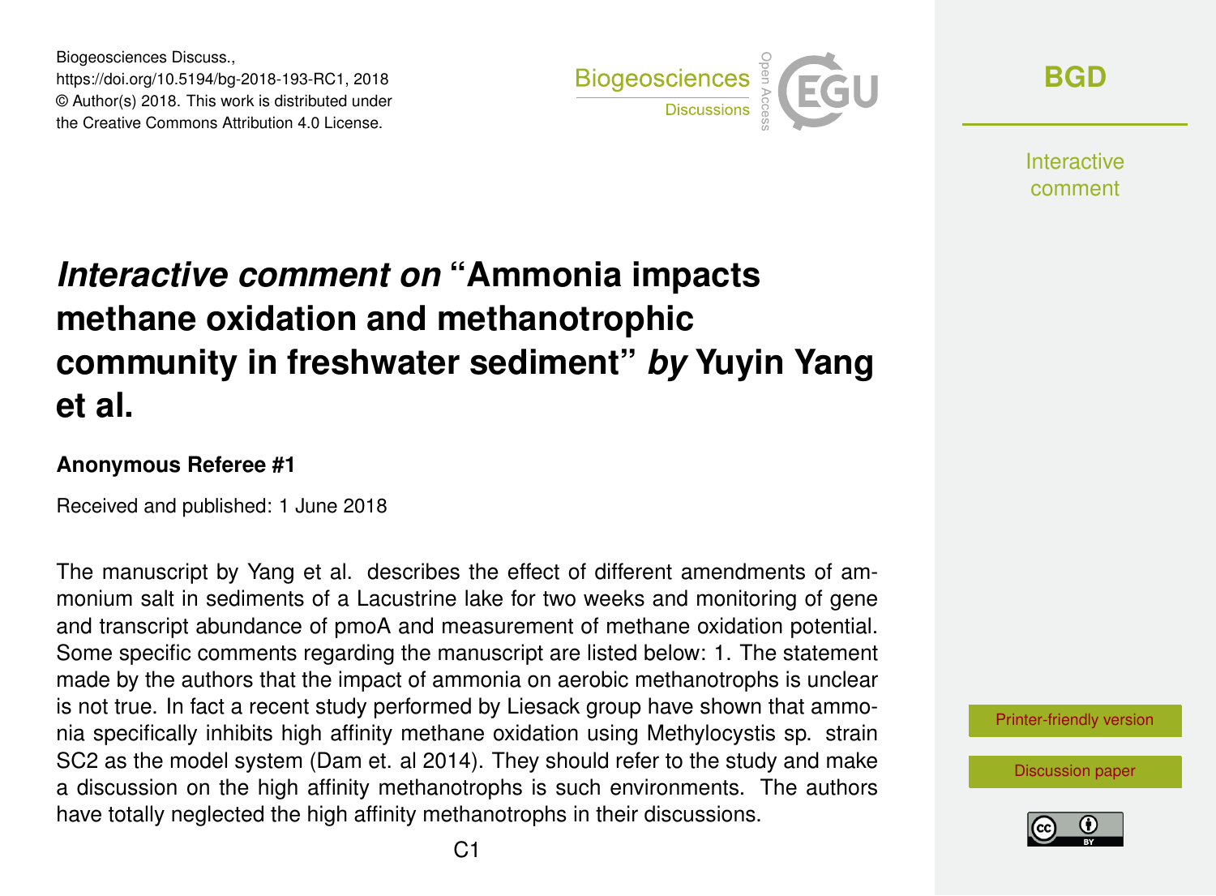Biogeosciences Discuss.,
https://doi.org/10.5194/bg-2018-193-RC1, 2018
© Author(s) 2018. This work is distributed under
the Creative Commons Attribution 4.0 License.

# *Interactive comment on* "Ammonia impacts methane oxidation and methanotrophic community in freshwater sediment" *by* Yuyin Yang et al.

### Anonymous Referee #1

Received and published: 1 June 2018

The manuscript by Yang et al. describes the effect of different amendments of ammonium salt in sediments of a Lacustrine lake for two weeks and monitoring of gene and transcript abundance of pmoA and measurement of methane oxidation potential. Some specific comments regarding the manuscript are listed below: 1. The statement made by the authors that the impact of ammonia on aerobic methanotrophs is unclear is not true. In fact a recent study performed by Liesack group have shown that ammonia specifically inhibits high affinity methane oxidation using Methylocystis sp. strain SC2 as the model system (Dam et. al 2014). They should refer to the study and make a discussion on the high affinity methanotrophs is such environments. The authors have totally neglected the high affinity methanotrophs in their discussions.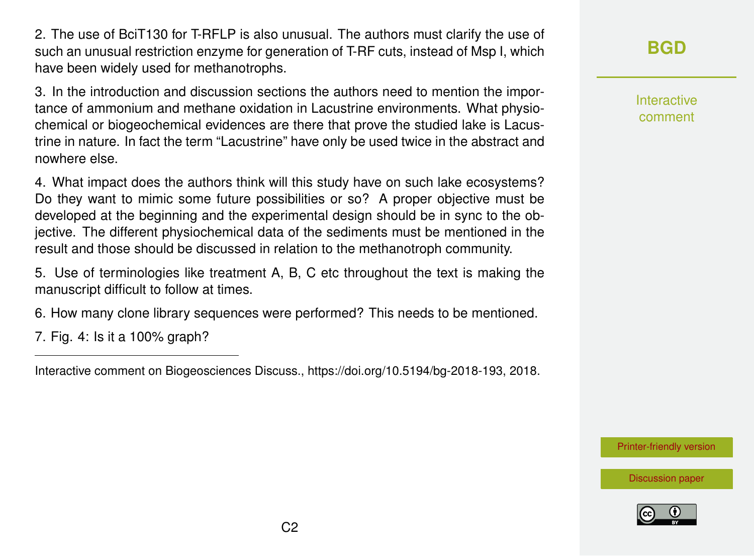2. The use of BciT130 for T-RFLP is also unusual. The authors must clarify the use of such an unusual restriction enzyme for generation of T-RF cuts, instead of Msp I, which have been widely used for methanotrophs.

3. In the introduction and discussion sections the authors need to mention the importance of ammonium and methane oxidation in Lacustrine environments. What physiochemical or biogeochemical evidences are there that prove the studied lake is Lacustrine in nature. In fact the term "Lacustrine" have only be used twice in the abstract and nowhere else.

4. What impact does the authors think will this study have on such lake ecosystems? Do they want to mimic some future possibilities or so? A proper objective must be developed at the beginning and the experimental design should be in sync to the objective. The different physiochemical data of the sediments must be mentioned in the result and those should be discussed in relation to the methanotroph community.

5. Use of terminologies like treatment A, B, C etc throughout the text is making the manuscript difficult to follow at times.

6. How many clone library sequences were performed? This needs to be mentioned.

7. Fig. 4: Is it a 100% graph?

---

Interactive comment on Biogeosciences Discuss., https://doi.org/10.5194/bg-2018-193, 2018.